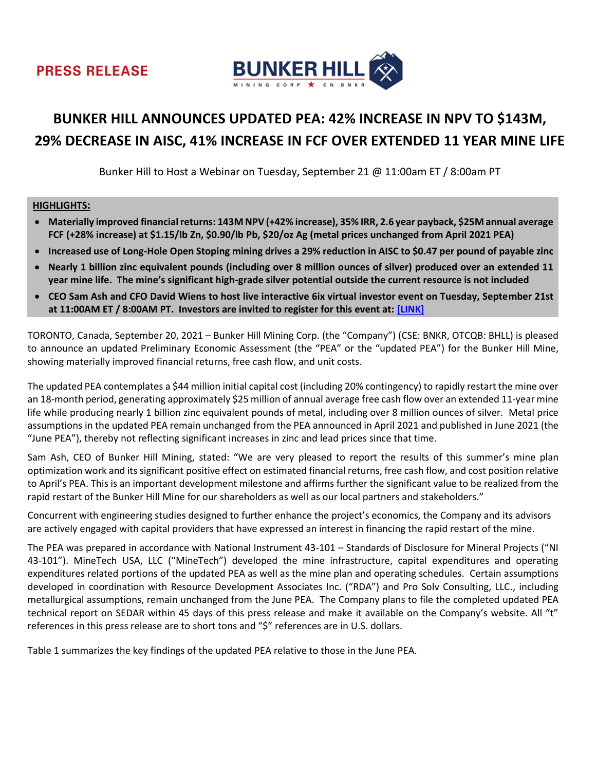PRESS RELEASE

# BUNKER HILL ANNOUNCES UPDATED PEA: 42% INCREASE IN NPV TO $143M, 29% DECREASE IN AISC, 41% INCREASE IN FCF OVER EXTENDED 11 YEAR MINE LIFE

Bunker Hill to Host a Webinar on Tuesday, September 21 @ 11:00am ET / 8:00am PT

**HIGHLIGHTS:**

- **Materially improved financial returns: 143M NPV (+42% increase), 35% IRR, 2.6 year payback, $25M annual average FCF (+28% increase) at $1.15/lb Zn, $0.90/lb Pb, $20/oz Ag (metal prices unchanged from April 2021 PEA)**
- **Increased use of Long-Hole Open Stoping mining drives a 29% reduction in AISC to $0.47 per pound of payable zinc**
- **Nearly 1 billion zinc equivalent pounds (including over 8 million ounces of silver) produced over an extended 11 year mine life. The mine's significant high-grade silver potential outside the current resource is not included**
- **CEO Sam Ash and CFO David Wiens to host live interactive 6ix virtual investor event on Tuesday, September 21st at 11:00AM ET / 8:00AM PT. Investors are invited to register for this event at: [LINK]**

TORONTO, Canada, September 20, 2021 – Bunker Hill Mining Corp. (the "Company") (CSE: BNKR, OTCQB: BHLL) is pleased to announce an updated Preliminary Economic Assessment (the "PEA" or the "updated PEA") for the Bunker Hill Mine, showing materially improved financial returns, free cash flow, and unit costs.

The updated PEA contemplates a $44 million initial capital cost (including 20% contingency) to rapidly restart the mine over an 18-month period, generating approximately $25 million of annual average free cash flow over an extended 11-year mine life while producing nearly 1 billion zinc equivalent pounds of metal, including over 8 million ounces of silver. Metal price assumptions in the updated PEA remain unchanged from the PEA announced in April 2021 and published in June 2021 (the "June PEA"), thereby not reflecting significant increases in zinc and lead prices since that time.

Sam Ash, CEO of Bunker Hill Mining, stated: "We are very pleased to report the results of this summer's mine plan optimization work and its significant positive effect on estimated financial returns, free cash flow, and cost position relative to April's PEA. This is an important development milestone and affirms further the significant value to be realized from the rapid restart of the Bunker Hill Mine for our shareholders as well as our local partners and stakeholders."

Concurrent with engineering studies designed to further enhance the project's economics, the Company and its advisors are actively engaged with capital providers that have expressed an interest in financing the rapid restart of the mine.

The PEA was prepared in accordance with National Instrument 43-101 – Standards of Disclosure for Mineral Projects ("NI 43-101"). MineTech USA, LLC ("MineTech") developed the mine infrastructure, capital expenditures and operating expenditures related portions of the updated PEA as well as the mine plan and operating schedules. Certain assumptions developed in coordination with Resource Development Associates Inc. ("RDA") and Pro Solv Consulting, LLC., including metallurgical assumptions, remain unchanged from the June PEA. The Company plans to file the completed updated PEA technical report on SEDAR within 45 days of this press release and make it available on the Company's website. All "t" references in this press release are to short tons and "$" references are in U.S. dollars.

Table 1 summarizes the key findings of the updated PEA relative to those in the June PEA.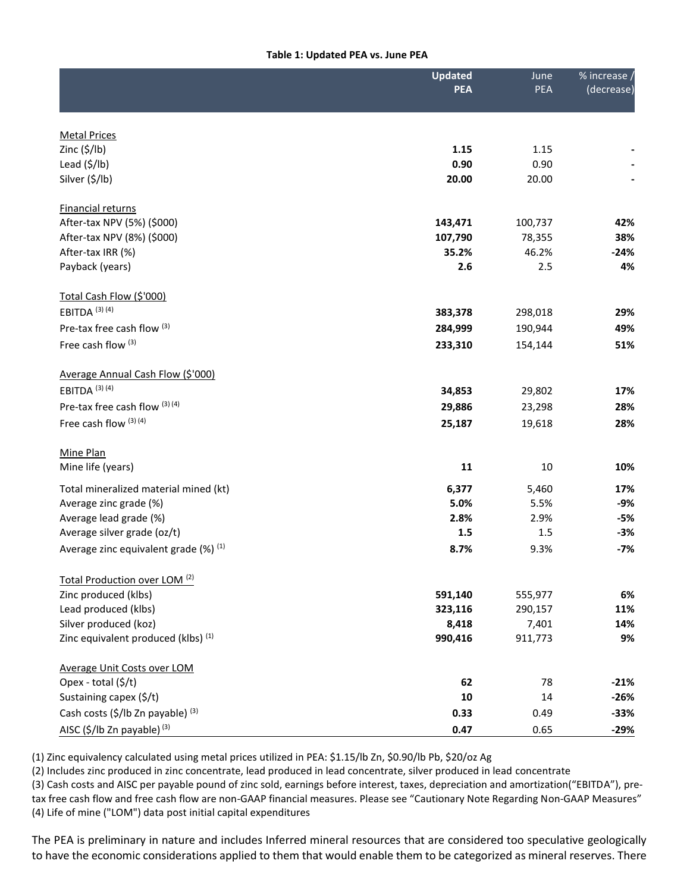**Table 1: Updated PEA vs. June PEA**

| | Updated PEA | June PEA | % increase / (decrease) |
|---|---|---|---|
| Metal Prices | | | |
| Zinc ($/lb) | **1.15** | 1.15 | - |
| Lead ($/lb) | **0.90** | 0.90 | - |
| Silver ($/lb) | **20.00** | 20.00 | - |
| Financial returns | | | |
| After-tax NPV (5%) ($000) | **143,471** | 100,737 | **42%** |
| After-tax NPV (8%) ($000) | **107,790** | 78,355 | **38%** |
| After-tax IRR (%) | **35.2%** | 46.2% | **-24%** |
| Payback (years) | **2.6** | 2.5 | **4%** |
| Total Cash Flow ($'000) | | | |
| EBITDA [(3) (4)] | **383,378** | 298,018 | **29%** |
| Pre-tax free cash flow [(3)] | **284,999** | 190,944 | **49%** |
| Free cash flow [(3)] | **233,310** | 154,144 | **51%** |
| Average Annual Cash Flow ($'000) | | | |
| EBITDA [(3) (4)] | **34,853** | 29,802 | **17%** |
| Pre-tax free cash flow [(3) (4)] | **29,886** | 23,298 | **28%** |
| Free cash flow [(3) (4)] | **25,187** | 19,618 | **28%** |
| Mine Plan | | | |
| Mine life (years) | **11** | 10 | **10%** |
| Total mineralized material mined (kt) | **6,377** | 5,460 | **17%** |
| Average zinc grade (%) | **5.0%** | 5.5% | **-9%** |
| Average lead grade (%) | **2.8%** | 2.9% | **-5%** |
| Average silver grade (oz/t) | **1.5** | 1.5 | **-3%** |
| Average zinc equivalent grade (%) [(1)] | **8.7%** | 9.3% | **-7%** |
| Total Production over LOM [(2)] | | | |
| Zinc produced (klbs) | **591,140** | 555,977 | **6%** |
| Lead produced (klbs) | **323,116** | 290,157 | **11%** |
| Silver produced (koz) | **8,418** | 7,401 | **14%** |
| Zinc equivalent produced (klbs) [(1)] | **990,416** | 911,773 | **9%** |
| Average Unit Costs over LOM | | | |
| Opex - total ($/t) | **62** | 78 | **-21%** |
| Sustaining capex ($/t) | **10** | 14 | **-26%** |
| Cash costs ($/lb Zn payable) [(3)] | **0.33** | 0.49 | **-33%** |
| AISC ($/lb Zn payable) [(3)] | **0.47** | 0.65 | **-29%** |

(1) Zinc equivalency calculated using metal prices utilized in PEA: $1.15/lb Zn, $0.90/lb Pb, $20/oz Ag
(2) Includes zinc produced in zinc concentrate, lead produced in lead concentrate, silver produced in lead concentrate
(3) Cash costs and AISC per payable pound of zinc sold, earnings before interest, taxes, depreciation and amortization("EBITDA"), pre-tax free cash flow and free cash flow are non-GAAP financial measures. Please see "Cautionary Note Regarding Non-GAAP Measures"
(4) Life of mine ("LOM") data post initial capital expenditures

The PEA is preliminary in nature and includes Inferred mineral resources that are considered too speculative geologically to have the economic considerations applied to them that would enable them to be categorized as mineral reserves. There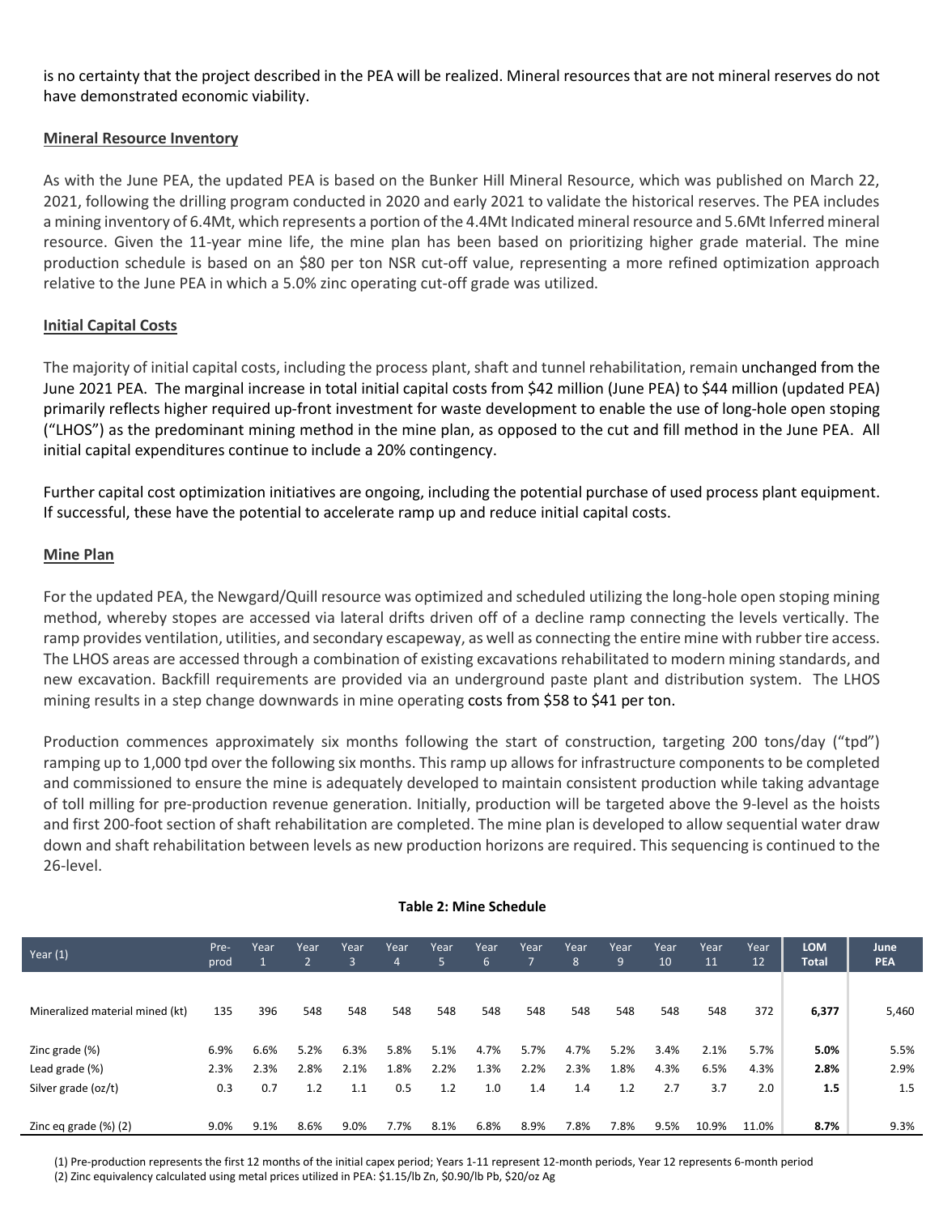is no certainty that the project described in the PEA will be realized. Mineral resources that are not mineral reserves do not have demonstrated economic viability.

## Mineral Resource Inventory

As with the June PEA, the updated PEA is based on the Bunker Hill Mineral Resource, which was published on March 22, 2021, following the drilling program conducted in 2020 and early 2021 to validate the historical reserves. The PEA includes a mining inventory of 6.4Mt, which represents a portion of the 4.4Mt Indicated mineral resource and 5.6Mt Inferred mineral resource. Given the 11-year mine life, the mine plan has been based on prioritizing higher grade material. The mine production schedule is based on an $80 per ton NSR cut-off value, representing a more refined optimization approach relative to the June PEA in which a 5.0% zinc operating cut-off grade was utilized.

## Initial Capital Costs

The majority of initial capital costs, including the process plant, shaft and tunnel rehabilitation, remain unchanged from the June 2021 PEA. The marginal increase in total initial capital costs from $42 million (June PEA) to $44 million (updated PEA) primarily reflects higher required up-front investment for waste development to enable the use of long-hole open stoping ("LHOS") as the predominant mining method in the mine plan, as opposed to the cut and fill method in the June PEA. All initial capital expenditures continue to include a 20% contingency.

Further capital cost optimization initiatives are ongoing, including the potential purchase of used process plant equipment. If successful, these have the potential to accelerate ramp up and reduce initial capital costs.

## Mine Plan

For the updated PEA, the Newgard/Quill resource was optimized and scheduled utilizing the long-hole open stoping mining method, whereby stopes are accessed via lateral drifts driven off of a decline ramp connecting the levels vertically. The ramp provides ventilation, utilities, and secondary escapeway, as well as connecting the entire mine with rubber tire access. The LHOS areas are accessed through a combination of existing excavations rehabilitated to modern mining standards, and new excavation. Backfill requirements are provided via an underground paste plant and distribution system. The LHOS mining results in a step change downwards in mine operating costs from $58 to $41 per ton.

Production commences approximately six months following the start of construction, targeting 200 tons/day ("tpd") ramping up to 1,000 tpd over the following six months. This ramp up allows for infrastructure components to be completed and commissioned to ensure the mine is adequately developed to maintain consistent production while taking advantage of toll milling for pre-production revenue generation. Initially, production will be targeted above the 9-level as the hoists and first 200-foot section of shaft rehabilitation are completed. The mine plan is developed to allow sequential water draw down and shaft rehabilitation between levels as new production horizons are required. This sequencing is continued to the 26-level.

**Table 2: Mine Schedule**

| Year (1) | Pre-prod | Year 1 | Year 2 | Year 3 | Year 4 | Year 5 | Year 6 | Year 7 | Year 8 | Year 9 | Year 10 | Year 11 | Year 12 | LOM Total | June PEA |
|---|---|---|---|---|---|---|---|---|---|---|---|---|---|---|---|
| Mineralized material mined (kt) | 135 | 396 | 548 | 548 | 548 | 548 | 548 | 548 | 548 | 548 | 548 | 548 | 372 | **6,377** | 5,460 |
| Zinc grade (%) | 6.9% | 6.6% | 5.2% | 6.3% | 5.8% | 5.1% | 4.7% | 5.7% | 4.7% | 5.2% | 3.4% | 2.1% | 5.7% | **5.0%** | 5.5% |
| Lead grade (%) | 2.3% | 2.3% | 2.8% | 2.1% | 1.8% | 2.2% | 1.3% | 2.2% | 2.3% | 1.8% | 4.3% | 6.5% | 4.3% | **2.8%** | 2.9% |
| Silver grade (oz/t) | 0.3 | 0.7 | 1.2 | 1.1 | 0.5 | 1.2 | 1.0 | 1.4 | 1.4 | 1.2 | 2.7 | 3.7 | 2.0 | **1.5** | 1.5 |
| Zinc eq grade (%) (2) | 9.0% | 9.1% | 8.6% | 9.0% | 7.7% | 8.1% | 6.8% | 8.9% | 7.8% | 7.8% | 9.5% | 10.9% | 11.0% | **8.7%** | 9.3% |

(1) Pre-production represents the first 12 months of the initial capex period; Years 1-11 represent 12-month periods, Year 12 represents 6-month period
(2) Zinc equivalency calculated using metal prices utilized in PEA: $1.15/lb Zn, $0.90/lb Pb, $20/oz Ag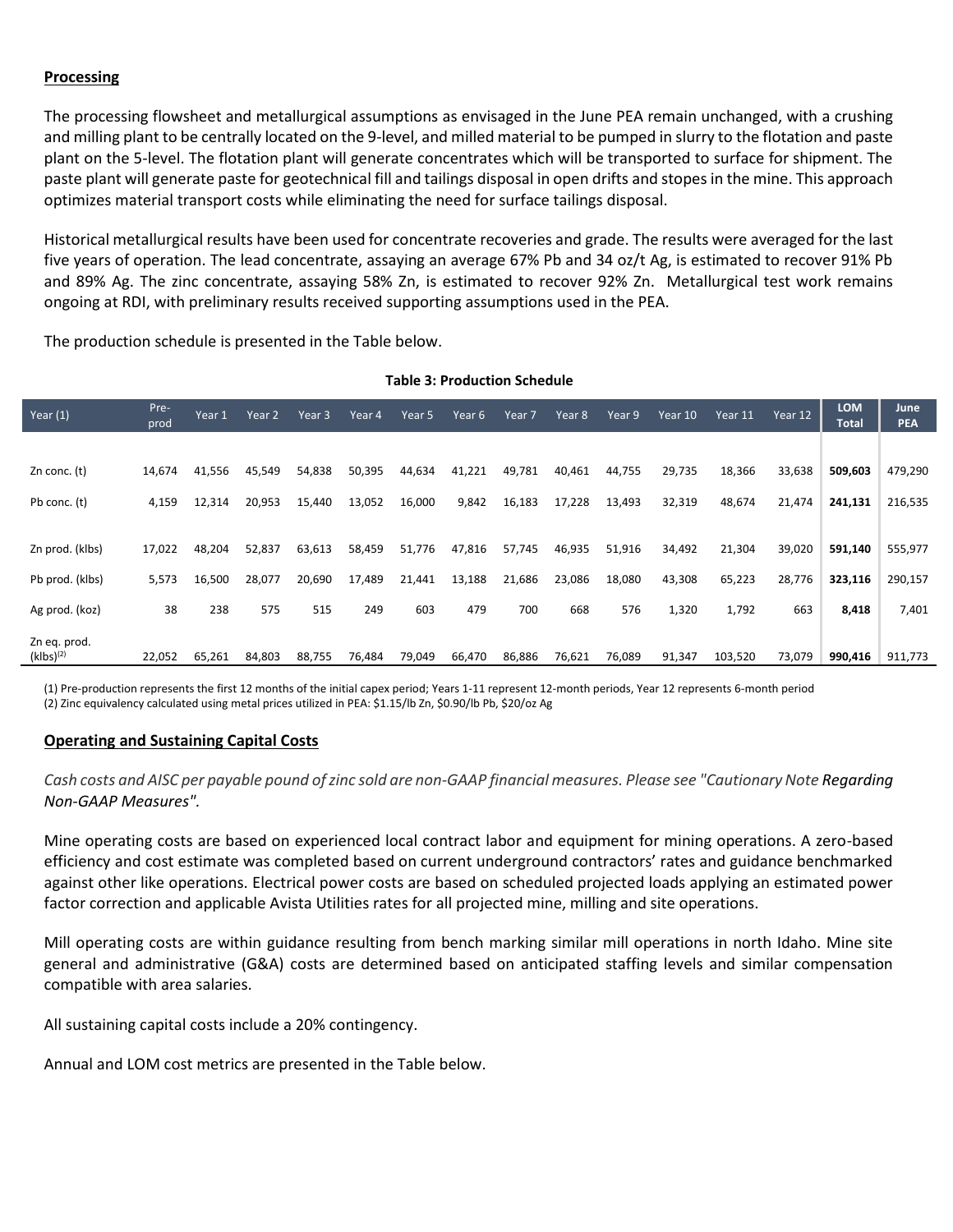**Processing**

The processing flowsheet and metallurgical assumptions as envisaged in the June PEA remain unchanged, with a crushing and milling plant to be centrally located on the 9-level, and milled material to be pumped in slurry to the flotation and paste plant on the 5-level. The flotation plant will generate concentrates which will be transported to surface for shipment. The paste plant will generate paste for geotechnical fill and tailings disposal in open drifts and stopes in the mine. This approach optimizes material transport costs while eliminating the need for surface tailings disposal.

Historical metallurgical results have been used for concentrate recoveries and grade. The results were averaged for the last five years of operation. The lead concentrate, assaying an average 67% Pb and 34 oz/t Ag, is estimated to recover 91% Pb and 89% Ag. The zinc concentrate, assaying 58% Zn, is estimated to recover 92% Zn. Metallurgical test work remains ongoing at RDI, with preliminary results received supporting assumptions used in the PEA.

The production schedule is presented in the Table below.

**Table 3: Production Schedule**

| Year (1) | Pre-prod | Year 1 | Year 2 | Year 3 | Year 4 | Year 5 | Year 6 | Year 7 | Year 8 | Year 9 | Year 10 | Year 11 | Year 12 | LOM Total | June PEA |
|---|---|---|---|---|---|---|---|---|---|---|---|---|---|---|---|
| Zn conc. (t) | 14,674 | 41,556 | 45,549 | 54,838 | 50,395 | 44,634 | 41,221 | 49,781 | 40,461 | 44,755 | 29,735 | 18,366 | 33,638 | **509,603** | 479,290 |
| Pb conc. (t) | 4,159 | 12,314 | 20,953 | 15,440 | 13,052 | 16,000 | 9,842 | 16,183 | 17,228 | 13,493 | 32,319 | 48,674 | 21,474 | **241,131** | 216,535 |
| Zn prod. (klbs) | 17,022 | 48,204 | 52,837 | 63,613 | 58,459 | 51,776 | 47,816 | 57,745 | 46,935 | 51,916 | 34,492 | 21,304 | 39,020 | **591,140** | 555,977 |
| Pb prod. (klbs) | 5,573 | 16,500 | 28,077 | 20,690 | 17,489 | 21,441 | 13,188 | 21,686 | 23,086 | 18,080 | 43,308 | 65,223 | 28,776 | **323,116** | 290,157 |
| Ag prod. (koz) | 38 | 238 | 575 | 515 | 249 | 603 | 479 | 700 | 668 | 576 | 1,320 | 1,792 | 663 | **8,418** | 7,401 |
| Zn eq. prod. (klbs)(2) | 22,052 | 65,261 | 84,803 | 88,755 | 76,484 | 79,049 | 66,470 | 86,886 | 76,621 | 76,089 | 91,347 | 103,520 | 73,079 | **990,416** | 911,773 |

(1) Pre-production represents the first 12 months of the initial capex period; Years 1-11 represent 12-month periods, Year 12 represents 6-month period
(2) Zinc equivalency calculated using metal prices utilized in PEA: $1.15/lb Zn, $0.90/lb Pb, $20/oz Ag

**Operating and Sustaining Capital Costs**

*Cash costs and AISC per payable pound of zinc sold are non-GAAP financial measures. Please see "Cautionary Note Regarding Non-GAAP Measures".*

Mine operating costs are based on experienced local contract labor and equipment for mining operations. A zero-based efficiency and cost estimate was completed based on current underground contractors' rates and guidance benchmarked against other like operations. Electrical power costs are based on scheduled projected loads applying an estimated power factor correction and applicable Avista Utilities rates for all projected mine, milling and site operations.

Mill operating costs are within guidance resulting from bench marking similar mill operations in north Idaho. Mine site general and administrative (G&A) costs are determined based on anticipated staffing levels and similar compensation compatible with area salaries.

All sustaining capital costs include a 20% contingency.

Annual and LOM cost metrics are presented in the Table below.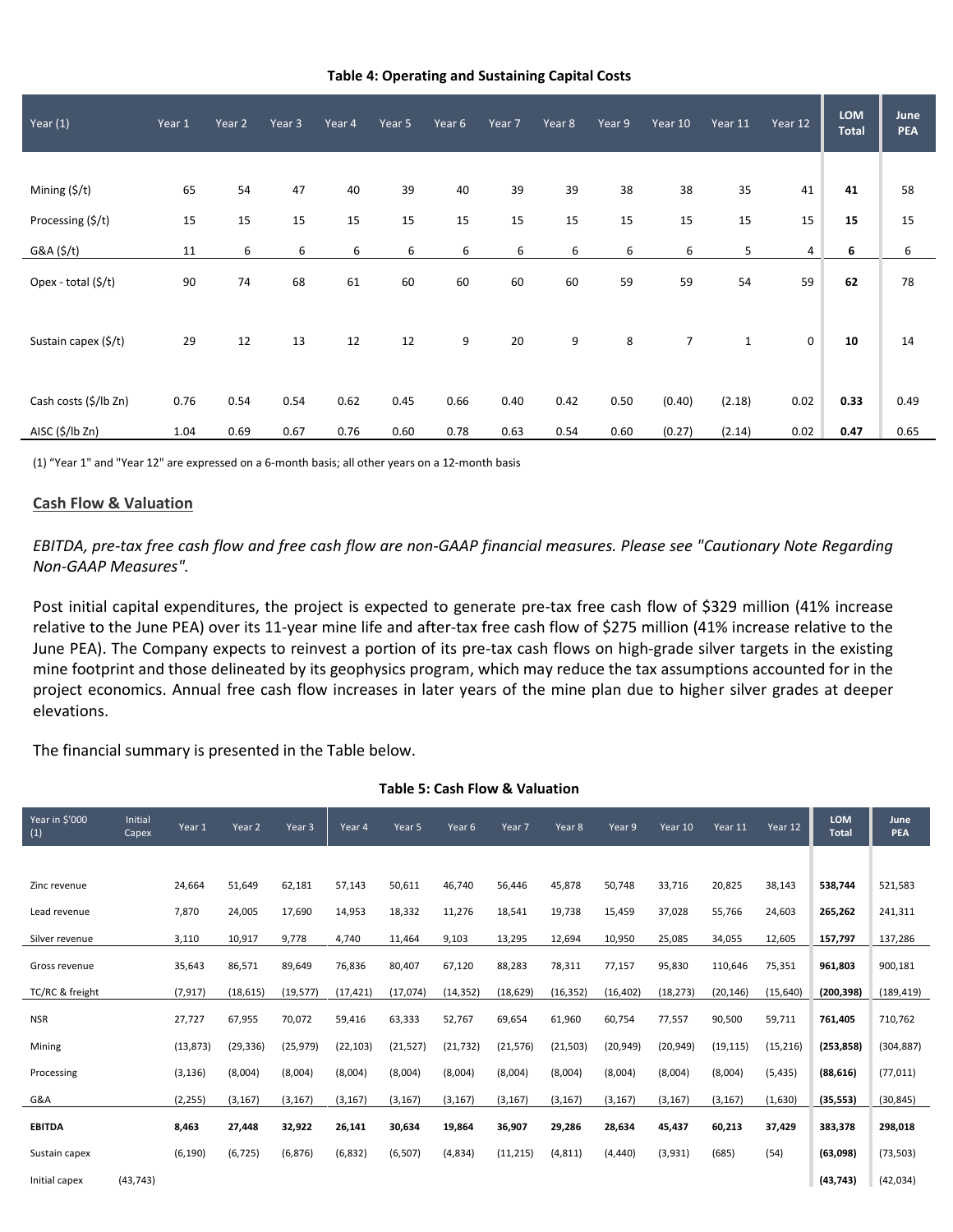**Table 4: Operating and Sustaining Capital Costs**

| Year (1) | Year 1 | Year 2 | Year 3 | Year 4 | Year 5 | Year 6 | Year 7 | Year 8 | Year 9 | Year 10 | Year 11 | Year 12 | LOM Total | June PEA |
|---|---|---|---|---|---|---|---|---|---|---|---|---|---|---|
| Mining ($/t) | 65 | 54 | 47 | 40 | 39 | 40 | 39 | 39 | 38 | 38 | 35 | 41 | **41** | 58 |
| Processing ($/t) | 15 | 15 | 15 | 15 | 15 | 15 | 15 | 15 | 15 | 15 | 15 | 15 | **15** | 15 |
| G&A ($/t) | 11 | 6 | 6 | 6 | 6 | 6 | 6 | 6 | 6 | 6 | 5 | 4 | **6** | 6 |
| Opex - total ($/t) | 90 | 74 | 68 | 61 | 60 | 60 | 60 | 60 | 59 | 59 | 54 | 59 | **62** | 78 |
| Sustain capex ($/t) | 29 | 12 | 13 | 12 | 12 | 9 | 20 | 9 | 8 | 7 | 1 | 0 | **10** | 14 |
| Cash costs ($/lb Zn) | 0.76 | 0.54 | 0.54 | 0.62 | 0.45 | 0.66 | 0.40 | 0.42 | 0.50 | (0.40) | (2.18) | 0.02 | **0.33** | 0.49 |
| AISC ($/lb Zn) | 1.04 | 0.69 | 0.67 | 0.76 | 0.60 | 0.78 | 0.63 | 0.54 | 0.60 | (0.27) | (2.14) | 0.02 | **0.47** | 0.65 |

(1) "Year 1" and "Year 12" are expressed on a 6-month basis; all other years on a 12-month basis

## Cash Flow & Valuation

*EBITDA, pre-tax free cash flow and free cash flow are non-GAAP financial measures. Please see "Cautionary Note Regarding Non-GAAP Measures".*

Post initial capital expenditures, the project is expected to generate pre-tax free cash flow of $329 million (41% increase relative to the June PEA) over its 11-year mine life and after-tax free cash flow of $275 million (41% increase relative to the June PEA). The Company expects to reinvest a portion of its pre-tax cash flows on high-grade silver targets in the existing mine footprint and those delineated by its geophysics program, which may reduce the tax assumptions accounted for in the project economics. Annual free cash flow increases in later years of the mine plan due to higher silver grades at deeper elevations.

The financial summary is presented in the Table below.

**Table 5: Cash Flow & Valuation**

| Year in $'000 (1) | Initial Capex | Year 1 | Year 2 | Year 3 | Year 4 | Year 5 | Year 6 | Year 7 | Year 8 | Year 9 | Year 10 | Year 11 | Year 12 | LOM Total | June PEA |
|---|---|---|---|---|---|---|---|---|---|---|---|---|---|---|---|
| Zinc revenue | | 24,664 | 51,649 | 62,181 | 57,143 | 50,611 | 46,740 | 56,446 | 45,878 | 50,748 | 33,716 | 20,825 | 38,143 | **538,744** | 521,583 |
| Lead revenue | | 7,870 | 24,005 | 17,690 | 14,953 | 18,332 | 11,276 | 18,541 | 19,738 | 15,459 | 37,028 | 55,766 | 24,603 | **265,262** | 241,311 |
| Silver revenue | | 3,110 | 10,917 | 9,778 | 4,740 | 11,464 | 9,103 | 13,295 | 12,694 | 10,950 | 25,085 | 34,055 | 12,605 | **157,797** | 137,286 |
| Gross revenue | | 35,643 | 86,571 | 89,649 | 76,836 | 80,407 | 67,120 | 88,283 | 78,311 | 77,157 | 95,830 | 110,646 | 75,351 | **961,803** | 900,181 |
| TC/RC & freight | | (7,917) | (18,615) | (19,577) | (17,421) | (17,074) | (14,352) | (18,629) | (16,352) | (16,402) | (18,273) | (20,146) | (15,640) | **(200,398)** | (189,419) |
| NSR | | 27,727 | 67,955 | 70,072 | 59,416 | 63,333 | 52,767 | 69,654 | 61,960 | 60,754 | 77,557 | 90,500 | 59,711 | **761,405** | 710,762 |
| Mining | | (13,873) | (29,336) | (25,979) | (22,103) | (21,527) | (21,732) | (21,576) | (21,503) | (20,949) | (20,949) | (19,115) | (15,216) | **(253,858)** | (304,887) |
| Processing | | (3,136) | (8,004) | (8,004) | (8,004) | (8,004) | (8,004) | (8,004) | (8,004) | (8,004) | (8,004) | (8,004) | (5,435) | **(88,616)** | (77,011) |
| G&A | | (2,255) | (3,167) | (3,167) | (3,167) | (3,167) | (3,167) | (3,167) | (3,167) | (3,167) | (3,167) | (3,167) | (1,630) | **(35,553)** | (30,845) |
| **EBITDA** | | **8,463** | **27,448** | **32,922** | **26,141** | **30,634** | **19,864** | **36,907** | **29,286** | **28,634** | **45,437** | **60,213** | **37,429** | **383,378** | **298,018** |
| Sustain capex | | (6,190) | (6,725) | (6,876) | (6,832) | (6,507) | (4,834) | (11,215) | (4,811) | (4,440) | (3,931) | (685) | (54) | **(63,098)** | (73,503) |
| Initial capex | (43,743) | | | | | | | | | | | | | **(43,743)** | (42,034) |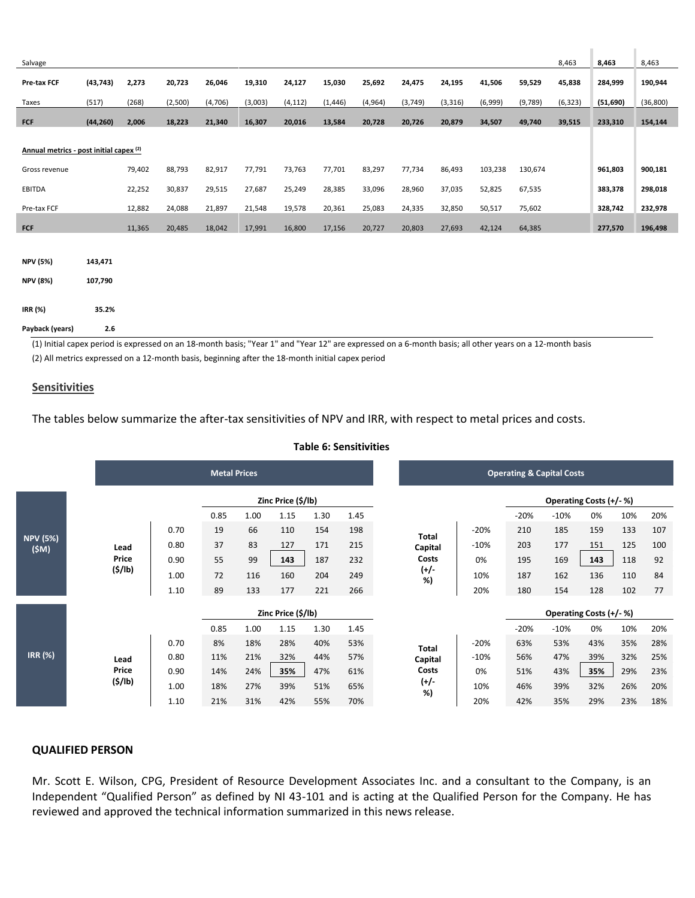| | | | | | | | | | | | | | | | |
|---|---|---|---|---|---|---|---|---|---|---|---|---|---|---|---|
| Salvage | | | | | | | | | | | | | 8,463 | **8,463** | 8,463 |
| **Pre-tax FCF** | **(43,743)** | **2,273** | **20,723** | **26,046** | **19,310** | **24,127** | **15,030** | **25,692** | **24,475** | **24,195** | **41,506** | **59,529** | **45,838** | **284,999** | **190,944** |
| Taxes | (517) | (268) | (2,500) | (4,706) | (3,003) | (4,112) | (1,446) | (4,964) | (3,749) | (3,316) | (6,999) | (9,789) | (6,323) | **(51,690)** | (36,800) |
| **FCF** | **(44,260)** | **2,006** | **18,223** | **21,340** | **16,307** | **20,016** | **13,584** | **20,728** | **20,726** | **20,879** | **34,507** | **49,740** | **39,515** | **233,310** | **154,144** |
| **Annual metrics - post initial capex [(2)]** | | | | | | | | | | | | | | | |
| Gross revenue | | 79,402 | 88,793 | 82,917 | 77,791 | 73,763 | 77,701 | 83,297 | 77,734 | 86,493 | 103,238 | 130,674 | | **961,803** | **900,181** |
| EBITDA | | 22,252 | 30,837 | 29,515 | 27,687 | 25,249 | 28,385 | 33,096 | 28,960 | 37,035 | 52,825 | 67,535 | | **383,378** | **298,018** |
| Pre-tax FCF | | 12,882 | 24,088 | 21,897 | 21,548 | 19,578 | 20,361 | 25,083 | 24,335 | 32,850 | 50,517 | 75,602 | | **328,742** | **232,978** |
| **FCF** | | 11,365 | 20,485 | 18,042 | 17,991 | 16,800 | 17,156 | 20,727 | 20,803 | 27,693 | 42,124 | 64,385 | | **277,570** | **196,498** |

| | |
|---|---|
| **NPV (5%)** | **143,471** |
| **NPV (8%)** | **107,790** |
| **IRR (%)** | **35.2%** |
| **Payback (years)** | **2.6** |

(1) Initial capex period is expressed on an 18-month basis; "Year 1" and "Year 12" are expressed on a 6-month basis; all other years on a 12-month basis

(2) All metrics expressed on a 12-month basis, beginning after the 18-month initial capex period

## Sensitivities

The tables below summarize the after-tax sensitivities of NPV and IRR, with respect to metal prices and costs.

**Table 6: Sensitivities**

**Metal Prices**

| | Lead Price ($/lb) | Zinc Price ($/lb) 0.85 | 1.00 | 1.15 | 1.30 | 1.45 |
|---|---|---|---|---|---|---|
| **NPV (5%) ($M)** | 0.70 | 19 | 66 | 110 | 154 | 198 |
| | 0.80 | 37 | 83 | 127 | 171 | 215 |
| | 0.90 | 55 | 99 | **143** | 187 | 232 |
| | 1.00 | 72 | 116 | 160 | 204 | 249 |
| | 1.10 | 89 | 133 | 177 | 221 | 266 |
| **IRR (%)** | 0.70 | 8% | 18% | 28% | 40% | 53% |
| | 0.80 | 11% | 21% | 32% | 44% | 57% |
| | 0.90 | 14% | 24% | **35%** | 47% | 61% |
| | 1.00 | 18% | 27% | 39% | 51% | 65% |
| | 1.10 | 21% | 31% | 42% | 55% | 70% |

**Operating & Capital Costs**

| | Total Capital Costs (+/- %) | Operating Costs (+/- %) -20% | -10% | 0% | 10% | 20% |
|---|---|---|---|---|---|---|
| **NPV (5%) ($M)** | -20% | 210 | 185 | 159 | 133 | 107 |
| | -10% | 203 | 177 | 151 | 125 | 100 |
| | 0% | 195 | 169 | **143** | 118 | 92 |
| | 10% | 187 | 162 | 136 | 110 | 84 |
| | 20% | 180 | 154 | 128 | 102 | 77 |
| **IRR (%)** | -20% | 63% | 53% | 43% | 35% | 28% |
| | -10% | 56% | 47% | 39% | 32% | 25% |
| | 0% | 51% | 43% | **35%** | 29% | 23% |
| | 10% | 46% | 39% | 32% | 26% | 20% |
| | 20% | 42% | 35% | 29% | 23% | 18% |

## QUALIFIED PERSON

Mr. Scott E. Wilson, CPG, President of Resource Development Associates Inc. and a consultant to the Company, is an Independent "Qualified Person" as defined by NI 43-101 and is acting at the Qualified Person for the Company. He has reviewed and approved the technical information summarized in this news release.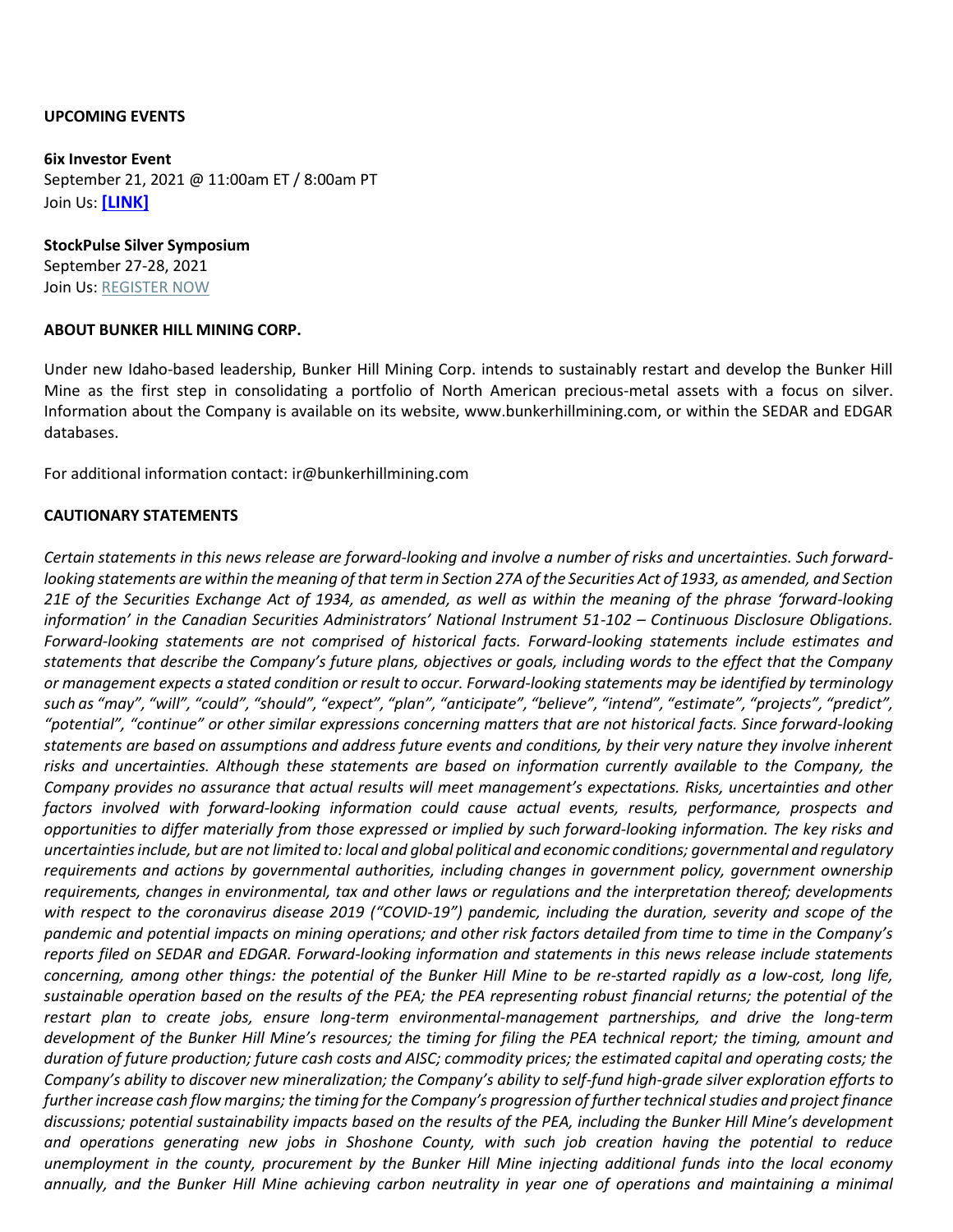**UPCOMING EVENTS**

**6ix Investor Event**
September 21, 2021 @ 11:00am ET / 8:00am PT
Join Us: **[LINK]**

**StockPulse Silver Symposium**
September 27-28, 2021
Join Us: REGISTER NOW

**ABOUT BUNKER HILL MINING CORP.**

Under new Idaho-based leadership, Bunker Hill Mining Corp. intends to sustainably restart and develop the Bunker Hill Mine as the first step in consolidating a portfolio of North American precious-metal assets with a focus on silver. Information about the Company is available on its website, www.bunkerhillmining.com, or within the SEDAR and EDGAR databases.

For additional information contact: ir@bunkerhillmining.com

**CAUTIONARY STATEMENTS**

*Certain statements in this news release are forward-looking and involve a number of risks and uncertainties. Such forward-looking statements are within the meaning of that term in Section 27A of the Securities Act of 1933, as amended, and Section 21E of the Securities Exchange Act of 1934, as amended, as well as within the meaning of the phrase 'forward-looking information' in the Canadian Securities Administrators' National Instrument 51-102 – Continuous Disclosure Obligations. Forward-looking statements are not comprised of historical facts. Forward-looking statements include estimates and statements that describe the Company's future plans, objectives or goals, including words to the effect that the Company or management expects a stated condition or result to occur. Forward-looking statements may be identified by terminology such as "may", "will", "could", "should", "expect", "plan", "anticipate", "believe", "intend", "estimate", "projects", "predict", "potential", "continue" or other similar expressions concerning matters that are not historical facts. Since forward-looking statements are based on assumptions and address future events and conditions, by their very nature they involve inherent risks and uncertainties. Although these statements are based on information currently available to the Company, the Company provides no assurance that actual results will meet management's expectations. Risks, uncertainties and other factors involved with forward-looking information could cause actual events, results, performance, prospects and opportunities to differ materially from those expressed or implied by such forward-looking information. The key risks and uncertainties include, but are not limited to: local and global political and economic conditions; governmental and regulatory requirements and actions by governmental authorities, including changes in government policy, government ownership requirements, changes in environmental, tax and other laws or regulations and the interpretation thereof; developments with respect to the coronavirus disease 2019 ("COVID-19") pandemic, including the duration, severity and scope of the pandemic and potential impacts on mining operations; and other risk factors detailed from time to time in the Company's reports filed on SEDAR and EDGAR. Forward-looking information and statements in this news release include statements concerning, among other things: the potential of the Bunker Hill Mine to be re-started rapidly as a low-cost, long life, sustainable operation based on the results of the PEA; the PEA representing robust financial returns; the potential of the restart plan to create jobs, ensure long-term environmental-management partnerships, and drive the long-term development of the Bunker Hill Mine's resources; the timing for filing the PEA technical report; the timing, amount and duration of future production; future cash costs and AISC; commodity prices; the estimated capital and operating costs; the Company's ability to discover new mineralization; the Company's ability to self-fund high-grade silver exploration efforts to further increase cash flow margins; the timing for the Company's progression of further technical studies and project finance discussions; potential sustainability impacts based on the results of the PEA, including the Bunker Hill Mine's development and operations generating new jobs in Shoshone County, with such job creation having the potential to reduce unemployment in the county, procurement by the Bunker Hill Mine injecting additional funds into the local economy annually, and the Bunker Hill Mine achieving carbon neutrality in year one of operations and maintaining a minimal*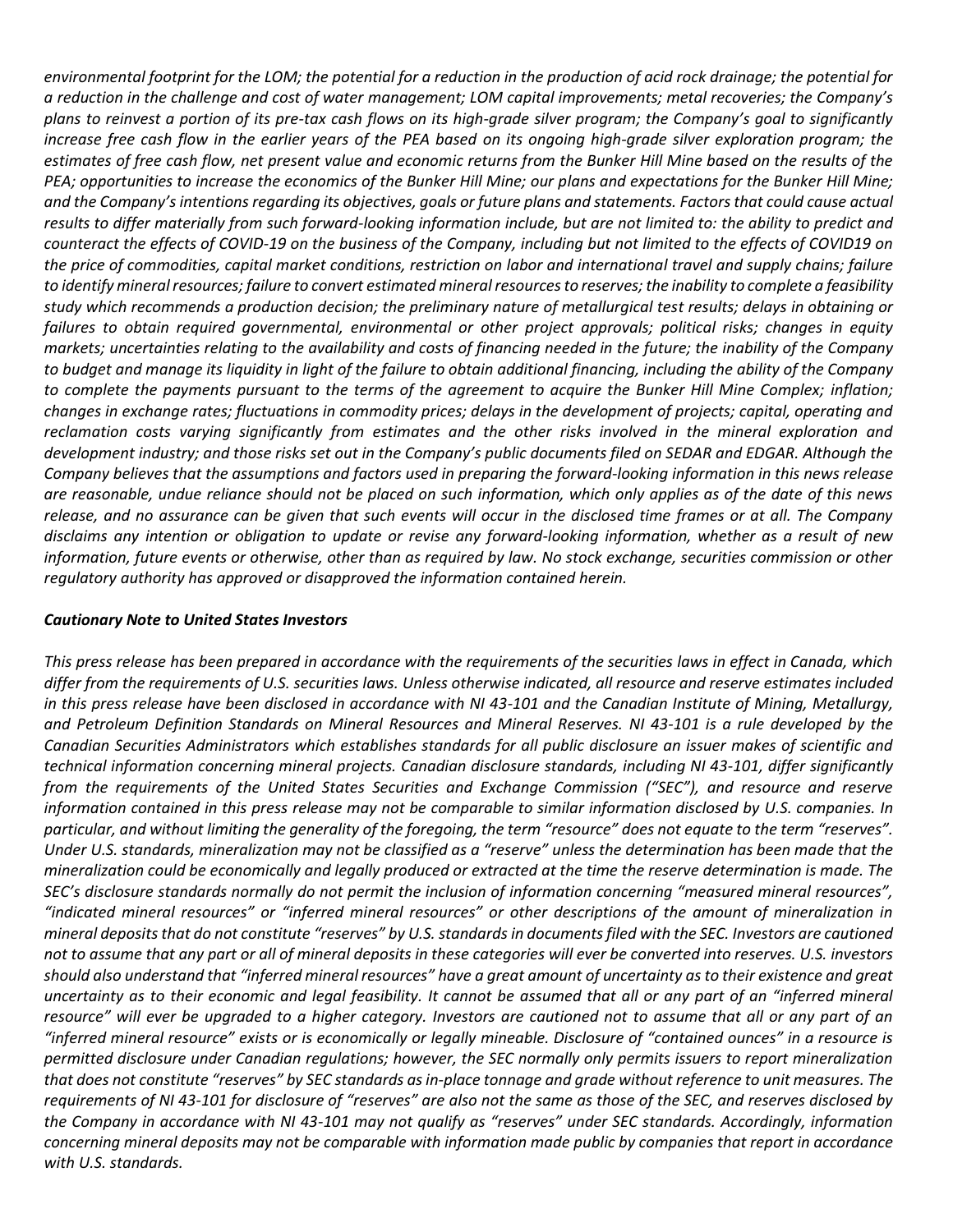*environmental footprint for the LOM; the potential for a reduction in the production of acid rock drainage; the potential for a reduction in the challenge and cost of water management; LOM capital improvements; metal recoveries; the Company's plans to reinvest a portion of its pre-tax cash flows on its high-grade silver program; the Company's goal to significantly increase free cash flow in the earlier years of the PEA based on its ongoing high-grade silver exploration program; the estimates of free cash flow, net present value and economic returns from the Bunker Hill Mine based on the results of the PEA; opportunities to increase the economics of the Bunker Hill Mine; our plans and expectations for the Bunker Hill Mine; and the Company's intentions regarding its objectives, goals or future plans and statements. Factors that could cause actual results to differ materially from such forward-looking information include, but are not limited to: the ability to predict and counteract the effects of COVID-19 on the business of the Company, including but not limited to the effects of COVID19 on the price of commodities, capital market conditions, restriction on labor and international travel and supply chains; failure to identify mineral resources; failure to convert estimated mineral resources to reserves; the inability to complete a feasibility study which recommends a production decision; the preliminary nature of metallurgical test results; delays in obtaining or failures to obtain required governmental, environmental or other project approvals; political risks; changes in equity markets; uncertainties relating to the availability and costs of financing needed in the future; the inability of the Company to budget and manage its liquidity in light of the failure to obtain additional financing, including the ability of the Company to complete the payments pursuant to the terms of the agreement to acquire the Bunker Hill Mine Complex; inflation; changes in exchange rates; fluctuations in commodity prices; delays in the development of projects; capital, operating and reclamation costs varying significantly from estimates and the other risks involved in the mineral exploration and development industry; and those risks set out in the Company's public documents filed on SEDAR and EDGAR. Although the Company believes that the assumptions and factors used in preparing the forward-looking information in this news release are reasonable, undue reliance should not be placed on such information, which only applies as of the date of this news release, and no assurance can be given that such events will occur in the disclosed time frames or at all. The Company disclaims any intention or obligation to update or revise any forward-looking information, whether as a result of new information, future events or otherwise, other than as required by law. No stock exchange, securities commission or other regulatory authority has approved or disapproved the information contained herein.*

***Cautionary Note to United States Investors***

*This press release has been prepared in accordance with the requirements of the securities laws in effect in Canada, which differ from the requirements of U.S. securities laws. Unless otherwise indicated, all resource and reserve estimates included in this press release have been disclosed in accordance with NI 43-101 and the Canadian Institute of Mining, Metallurgy, and Petroleum Definition Standards on Mineral Resources and Mineral Reserves. NI 43-101 is a rule developed by the Canadian Securities Administrators which establishes standards for all public disclosure an issuer makes of scientific and technical information concerning mineral projects. Canadian disclosure standards, including NI 43-101, differ significantly from the requirements of the United States Securities and Exchange Commission ("SEC"), and resource and reserve information contained in this press release may not be comparable to similar information disclosed by U.S. companies. In particular, and without limiting the generality of the foregoing, the term "resource" does not equate to the term "reserves". Under U.S. standards, mineralization may not be classified as a "reserve" unless the determination has been made that the mineralization could be economically and legally produced or extracted at the time the reserve determination is made. The SEC's disclosure standards normally do not permit the inclusion of information concerning "measured mineral resources", "indicated mineral resources" or "inferred mineral resources" or other descriptions of the amount of mineralization in mineral deposits that do not constitute "reserves" by U.S. standards in documents filed with the SEC. Investors are cautioned not to assume that any part or all of mineral deposits in these categories will ever be converted into reserves. U.S. investors should also understand that "inferred mineral resources" have a great amount of uncertainty as to their existence and great uncertainty as to their economic and legal feasibility. It cannot be assumed that all or any part of an "inferred mineral resource" will ever be upgraded to a higher category. Investors are cautioned not to assume that all or any part of an "inferred mineral resource" exists or is economically or legally mineable. Disclosure of "contained ounces" in a resource is permitted disclosure under Canadian regulations; however, the SEC normally only permits issuers to report mineralization that does not constitute "reserves" by SEC standards as in-place tonnage and grade without reference to unit measures. The requirements of NI 43-101 for disclosure of "reserves" are also not the same as those of the SEC, and reserves disclosed by the Company in accordance with NI 43-101 may not qualify as "reserves" under SEC standards. Accordingly, information concerning mineral deposits may not be comparable with information made public by companies that report in accordance with U.S. standards.*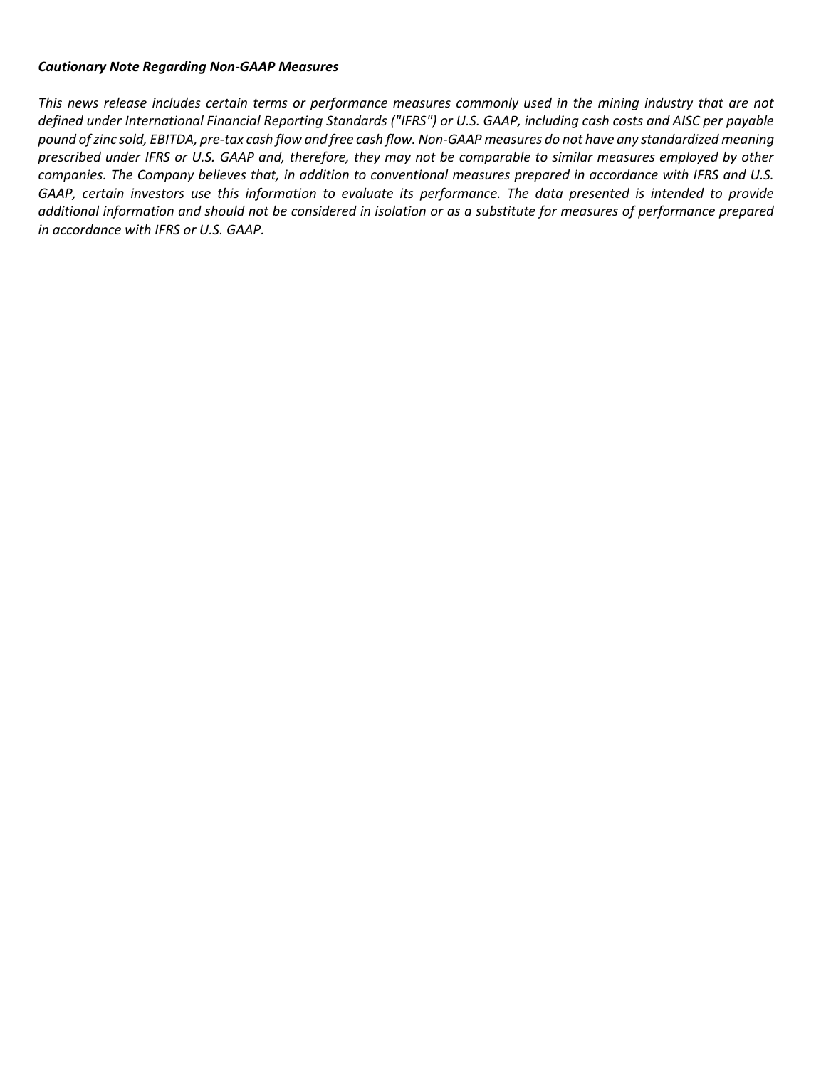***Cautionary Note Regarding Non-GAAP Measures***

*This news release includes certain terms or performance measures commonly used in the mining industry that are not defined under International Financial Reporting Standards ("IFRS") or U.S. GAAP, including cash costs and AISC per payable pound of zinc sold, EBITDA, pre-tax cash flow and free cash flow. Non-GAAP measures do not have any standardized meaning prescribed under IFRS or U.S. GAAP and, therefore, they may not be comparable to similar measures employed by other companies. The Company believes that, in addition to conventional measures prepared in accordance with IFRS and U.S. GAAP, certain investors use this information to evaluate its performance. The data presented is intended to provide additional information and should not be considered in isolation or as a substitute for measures of performance prepared in accordance with IFRS or U.S. GAAP.*